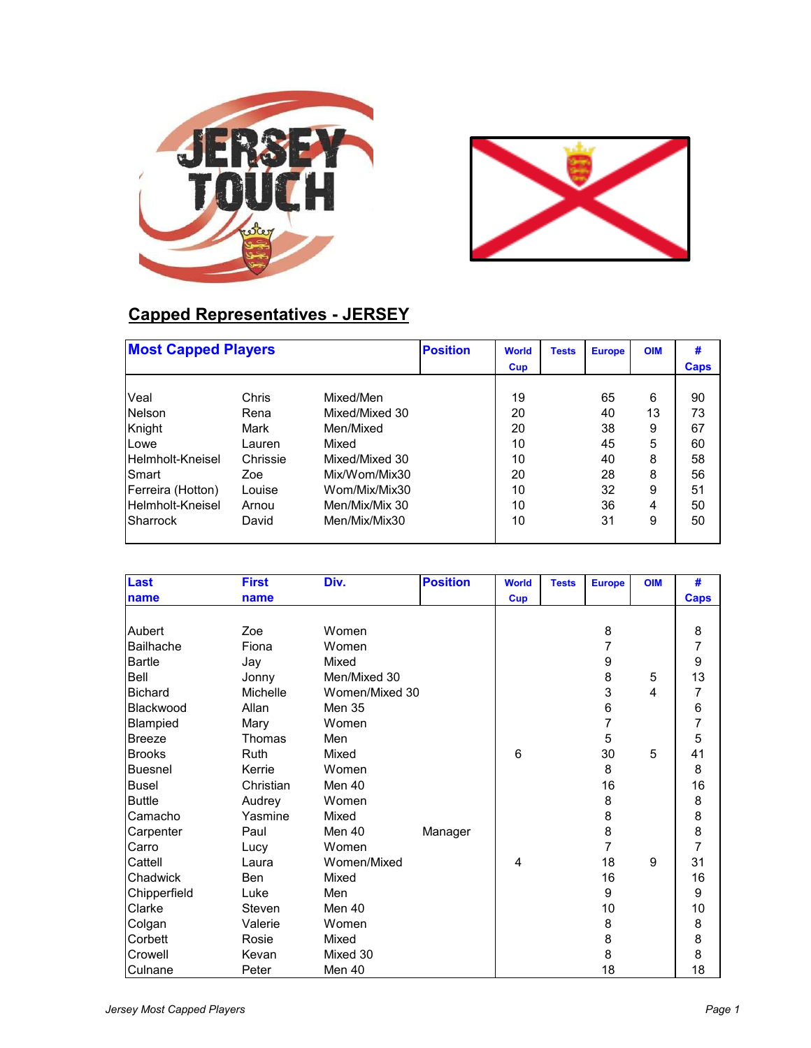## Capped Representatives - JERSEY

| Most Capped Players | | | Position | World Cup | Tests | Europe | OIM | # Caps |
|---|---|---|---|---|---|---|---|---|
| Veal | Chris | Mixed/Men | | 19 | | 65 | 6 | 90 |
| Nelson | Rena | Mixed/Mixed 30 | | 20 | | 40 | 13 | 73 |
| Knight | Mark | Men/Mixed | | 20 | | 38 | 9 | 67 |
| Lowe | Lauren | Mixed | | 10 | | 45 | 5 | 60 |
| Helmholt-Kneisel | Chrissie | Mixed/Mixed 30 | | 10 | | 40 | 8 | 58 |
| Smart | Zoe | Mix/Wom/Mix30 | | 20 | | 28 | 8 | 56 |
| Ferreira (Hotton) | Louise | Wom/Mix/Mix30 | | 10 | | 32 | 9 | 51 |
| Helmholt-Kneisel | Arnou | Men/Mix/Mix 30 | | 10 | | 36 | 4 | 50 |
| Sharrock | David | Men/Mix/Mix30 | | 10 | | 31 | 9 | 50 |

| Last name | First name | Div. | Position | World Cup | Tests | Europe | OIM | # Caps |
|---|---|---|---|---|---|---|---|---|
| Aubert | Zoe | Women | | | | 8 | | 8 |
| Bailhache | Fiona | Women | | | | 7 | | 7 |
| Bartle | Jay | Mixed | | | | 9 | | 9 |
| Bell | Jonny | Men/Mixed 30 | | | | 8 | 5 | 13 |
| Bichard | Michelle | Women/Mixed 30 | | | | 3 | 4 | 7 |
| Blackwood | Allan | Men 35 | | | | 6 | | 6 |
| Blampied | Mary | Women | | | | 7 | | 7 |
| Breeze | Thomas | Men | | | | 5 | | 5 |
| Brooks | Ruth | Mixed | | 6 | | 30 | 5 | 41 |
| Buesnel | Kerrie | Women | | | | 8 | | 8 |
| Busel | Christian | Men 40 | | | | 16 | | 16 |
| Buttle | Audrey | Women | | | | 8 | | 8 |
| Camacho | Yasmine | Mixed | | | | 8 | | 8 |
| Carpenter | Paul | Men 40 | Manager | | | 8 | | 8 |
| Carro | Lucy | Women | | | | 7 | | 7 |
| Cattell | Laura | Women/Mixed | | 4 | | 18 | 9 | 31 |
| Chadwick | Ben | Mixed | | | | 16 | | 16 |
| Chipperfield | Luke | Men | | | | 9 | | 9 |
| Clarke | Steven | Men 40 | | | | 10 | | 10 |
| Colgan | Valerie | Women | | | | 8 | | 8 |
| Corbett | Rosie | Mixed | | | | 8 | | 8 |
| Crowell | Kevan | Mixed 30 | | | | 8 | | 8 |
| Culnane | Peter | Men 40 | | | | 18 | | 18 |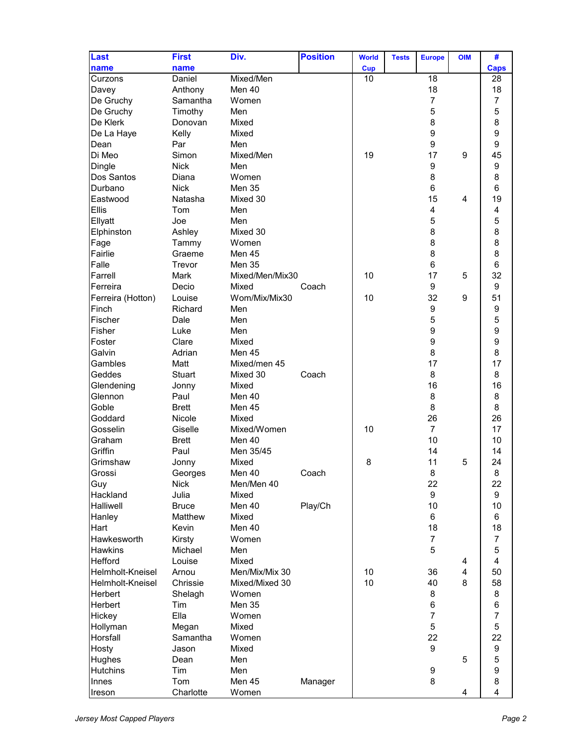| Last name | First name | Div. | Position | World Cup | Tests | Europe | OIM | # Caps |
|---|---|---|---|---|---|---|---|---|
| Curzons | Daniel | Mixed/Men | | 10 | | 18 | | 28 |
| Davey | Anthony | Men 40 | | | | 18 | | 18 |
| De Gruchy | Samantha | Women | | | | 7 | | 7 |
| De Gruchy | Timothy | Men | | | | 5 | | 5 |
| De Klerk | Donovan | Mixed | | | | 8 | | 8 |
| De La Haye | Kelly | Mixed | | | | 9 | | 9 |
| Dean | Par | Men | | | | 9 | | 9 |
| Di Meo | Simon | Mixed/Men | | 19 | | 17 | 9 | 45 |
| Dingle | Nick | Men | | | | 9 | | 9 |
| Dos Santos | Diana | Women | | | | 8 | | 8 |
| Durbano | Nick | Men 35 | | | | 6 | | 6 |
| Eastwood | Natasha | Mixed 30 | | | | 15 | 4 | 19 |
| Ellis | Tom | Men | | | | 4 | | 4 |
| Ellyatt | Joe | Men | | | | 5 | | 5 |
| Elphinston | Ashley | Mixed 30 | | | | 8 | | 8 |
| Fage | Tammy | Women | | | | 8 | | 8 |
| Fairlie | Graeme | Men 45 | | | | 8 | | 8 |
| Falle | Trevor | Men 35 | | | | 6 | | 6 |
| Farrell | Mark | Mixed/Men/Mix30 | | 10 | | 17 | 5 | 32 |
| Ferreira | Decio | Mixed | Coach | | | 9 | | 9 |
| Ferreira (Hotton) | Louise | Wom/Mix/Mix30 | | 10 | | 32 | 9 | 51 |
| Finch | Richard | Men | | | | 9 | | 9 |
| Fischer | Dale | Men | | | | 5 | | 5 |
| Fisher | Luke | Men | | | | 9 | | 9 |
| Foster | Clare | Mixed | | | | 9 | | 9 |
| Galvin | Adrian | Men 45 | | | | 8 | | 8 |
| Gambles | Matt | Mixed/men 45 | | | | 17 | | 17 |
| Geddes | Stuart | Mixed 30 | Coach | | | 8 | | 8 |
| Glendening | Jonny | Mixed | | | | 16 | | 16 |
| Glennon | Paul | Men 40 | | | | 8 | | 8 |
| Goble | Brett | Men 45 | | | | 8 | | 8 |
| Goddard | Nicole | Mixed | | | | 26 | | 26 |
| Gosselin | Giselle | Mixed/Women | | 10 | | 7 | | 17 |
| Graham | Brett | Men 40 | | | | 10 | | 10 |
| Griffin | Paul | Men 35/45 | | | | 14 | | 14 |
| Grimshaw | Jonny | Mixed | | 8 | | 11 | 5 | 24 |
| Grossi | Georges | Men 40 | Coach | | | 8 | | 8 |
| Guy | Nick | Men/Men 40 | | | | 22 | | 22 |
| Hackland | Julia | Mixed | | | | 9 | | 9 |
| Halliwell | Bruce | Men 40 | Play/Ch | | | 10 | | 10 |
| Hanley | Matthew | Mixed | | | | 6 | | 6 |
| Hart | Kevin | Men 40 | | | | 18 | | 18 |
| Hawkesworth | Kirsty | Women | | | | 7 | | 7 |
| Hawkins | Michael | Men | | | | 5 | | 5 |
| Hefford | Louise | Mixed | | | | | 4 | 4 |
| Helmholt-Kneisel | Arnou | Men/Mix/Mix 30 | | 10 | | 36 | 4 | 50 |
| Helmholt-Kneisel | Chrissie | Mixed/Mixed 30 | | 10 | | 40 | 8 | 58 |
| Herbert | Shelagh | Women | | | | 8 | | 8 |
| Herbert | Tim | Men 35 | | | | 6 | | 6 |
| Hickey | Ella | Women | | | | 7 | | 7 |
| Hollyman | Megan | Mixed | | | | 5 | | 5 |
| Horsfall | Samantha | Women | | | | 22 | | 22 |
| Hosty | Jason | Mixed | | | | 9 | | 9 |
| Hughes | Dean | Men | | | | | 5 | 5 |
| Hutchins | Tim | Men | | | | 9 | | 9 |
| Innes | Tom | Men 45 | Manager | | | 8 | | 8 |
| Ireson | Charlotte | Women | | | | | 4 | 4 |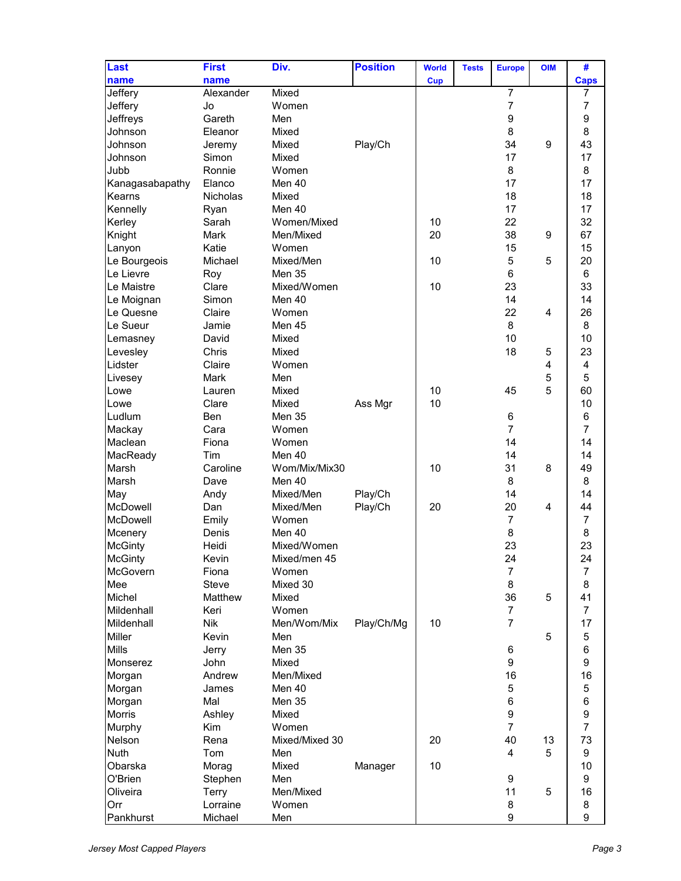| Last name | First name | Div. | Position | World Cup | Tests | Europe | OIM | # Caps |
|---|---|---|---|---|---|---|---|---|
| Jeffery | Alexander | Mixed | | | | 7 | | 7 |
| Jeffery | Jo | Women | | | | 7 | | 7 |
| Jeffreys | Gareth | Men | | | | 9 | | 9 |
| Johnson | Eleanor | Mixed | | | | 8 | | 8 |
| Johnson | Jeremy | Mixed | Play/Ch | | | 34 | 9 | 43 |
| Johnson | Simon | Mixed | | | | 17 | | 17 |
| Jubb | Ronnie | Women | | | | 8 | | 8 |
| Kanagasabapathy | Elanco | Men 40 | | | | 17 | | 17 |
| Kearns | Nicholas | Mixed | | | | 18 | | 18 |
| Kennelly | Ryan | Men 40 | | | | 17 | | 17 |
| Kerley | Sarah | Women/Mixed | | 10 | | 22 | | 32 |
| Knight | Mark | Men/Mixed | | 20 | | 38 | 9 | 67 |
| Lanyon | Katie | Women | | | | 15 | | 15 |
| Le Bourgeois | Michael | Mixed/Men | | 10 | | 5 | 5 | 20 |
| Le Lievre | Roy | Men 35 | | | | 6 | | 6 |
| Le Maistre | Clare | Mixed/Women | | 10 | | 23 | | 33 |
| Le Moignan | Simon | Men 40 | | | | 14 | | 14 |
| Le Quesne | Claire | Women | | | | 22 | 4 | 26 |
| Le Sueur | Jamie | Men 45 | | | | 8 | | 8 |
| Lemasney | David | Mixed | | | | 10 | | 10 |
| Levesley | Chris | Mixed | | | | 18 | 5 | 23 |
| Lidster | Claire | Women | | | | | 4 | 4 |
| Livesey | Mark | Men | | | | | 5 | 5 |
| Lowe | Lauren | Mixed | | 10 | | 45 | 5 | 60 |
| Lowe | Clare | Mixed | Ass Mgr | 10 | | | | 10 |
| Ludlum | Ben | Men 35 | | | | 6 | | 6 |
| Mackay | Cara | Women | | | | 7 | | 7 |
| Maclean | Fiona | Women | | | | 14 | | 14 |
| MacReady | Tim | Men 40 | | | | 14 | | 14 |
| Marsh | Caroline | Wom/Mix/Mix30 | | 10 | | 31 | 8 | 49 |
| Marsh | Dave | Men 40 | | | | 8 | | 8 |
| May | Andy | Mixed/Men | Play/Ch | | | 14 | | 14 |
| McDowell | Dan | Mixed/Men | Play/Ch | 20 | | 20 | 4 | 44 |
| McDowell | Emily | Women | | | | 7 | | 7 |
| Mcenery | Denis | Men 40 | | | | 8 | | 8 |
| McGinty | Heidi | Mixed/Women | | | | 23 | | 23 |
| McGinty | Kevin | Mixed/men 45 | | | | 24 | | 24 |
| McGovern | Fiona | Women | | | | 7 | | 7 |
| Mee | Steve | Mixed 30 | | | | 8 | | 8 |
| Michel | Matthew | Mixed | | | | 36 | 5 | 41 |
| Mildenhall | Keri | Women | | | | 7 | | 7 |
| Mildenhall | Nik | Men/Wom/Mix | Play/Ch/Mg | 10 | | 7 | | 17 |
| Miller | Kevin | Men | | | | | 5 | 5 |
| Mills | Jerry | Men 35 | | | | 6 | | 6 |
| Monserez | John | Mixed | | | | 9 | | 9 |
| Morgan | Andrew | Men/Mixed | | | | 16 | | 16 |
| Morgan | James | Men 40 | | | | 5 | | 5 |
| Morgan | Mal | Men 35 | | | | 6 | | 6 |
| Morris | Ashley | Mixed | | | | 9 | | 9 |
| Murphy | Kim | Women | | | | 7 | | 7 |
| Nelson | Rena | Mixed/Mixed 30 | | 20 | | 40 | 13 | 73 |
| Nuth | Tom | Men | | | | 4 | 5 | 9 |
| Obarska | Morag | Mixed | Manager | 10 | | | | 10 |
| O'Brien | Stephen | Men | | | | 9 | | 9 |
| Oliveira | Terry | Men/Mixed | | | | 11 | 5 | 16 |
| Orr | Lorraine | Women | | | | 8 | | 8 |
| Pankhurst | Michael | Men | | | | 9 | | 9 |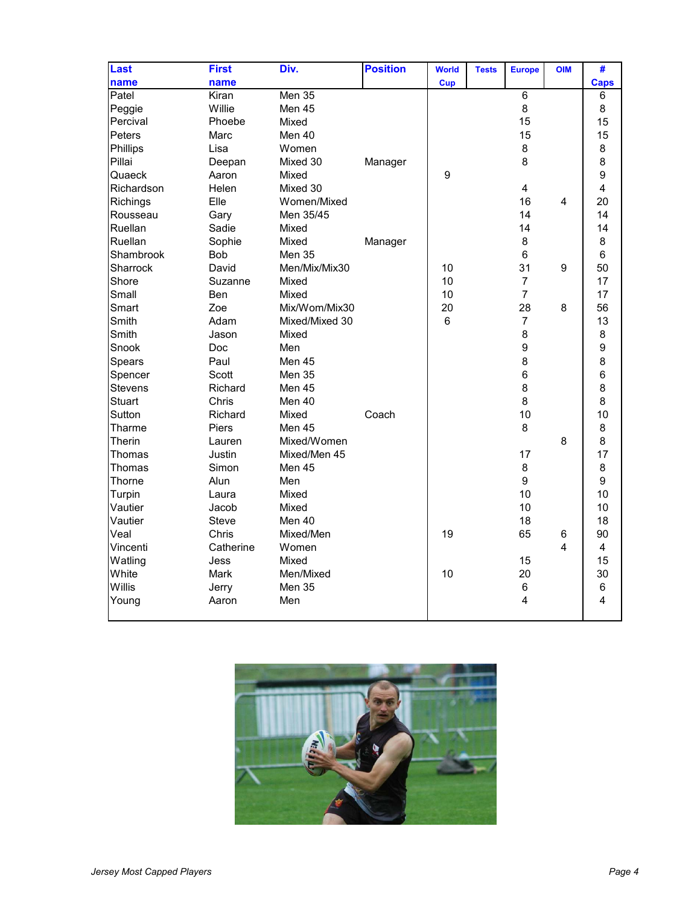| Last name | First name | Div. | Position | World Cup | Tests | Europe | OIM | # Caps |
|---|---|---|---|---|---|---|---|---|
| Patel | Kiran | Men 35 | | | | 6 | | 6 |
| Peggie | Willie | Men 45 | | | | 8 | | 8 |
| Percival | Phoebe | Mixed | | | | 15 | | 15 |
| Peters | Marc | Men 40 | | | | 15 | | 15 |
| Phillips | Lisa | Women | | | | 8 | | 8 |
| Pillai | Deepan | Mixed 30 | Manager | | | 8 | | 8 |
| Quaeck | Aaron | Mixed | | 9 | | | | 9 |
| Richardson | Helen | Mixed 30 | | | | 4 | | 4 |
| Richings | Elle | Women/Mixed | | | | 16 | 4 | 20 |
| Rousseau | Gary | Men 35/45 | | | | 14 | | 14 |
| Ruellan | Sadie | Mixed | | | | 14 | | 14 |
| Ruellan | Sophie | Mixed | Manager | | | 8 | | 8 |
| Shambrook | Bob | Men 35 | | | | 6 | | 6 |
| Sharrock | David | Men/Mix/Mix30 | | 10 | | 31 | 9 | 50 |
| Shore | Suzanne | Mixed | | 10 | | 7 | | 17 |
| Small | Ben | Mixed | | 10 | | 7 | | 17 |
| Smart | Zoe | Mix/Wom/Mix30 | | 20 | | 28 | 8 | 56 |
| Smith | Adam | Mixed/Mixed 30 | | 6 | | 7 | | 13 |
| Smith | Jason | Mixed | | | | 8 | | 8 |
| Snook | Doc | Men | | | | 9 | | 9 |
| Spears | Paul | Men 45 | | | | 8 | | 8 |
| Spencer | Scott | Men 35 | | | | 6 | | 6 |
| Stevens | Richard | Men 45 | | | | 8 | | 8 |
| Stuart | Chris | Men 40 | | | | 8 | | 8 |
| Sutton | Richard | Mixed | Coach | | | 10 | | 10 |
| Tharme | Piers | Men 45 | | | | 8 | | 8 |
| Therin | Lauren | Mixed/Women | | | | | 8 | 8 |
| Thomas | Justin | Mixed/Men 45 | | | | 17 | | 17 |
| Thomas | Simon | Men 45 | | | | 8 | | 8 |
| Thorne | Alun | Men | | | | 9 | | 9 |
| Turpin | Laura | Mixed | | | | 10 | | 10 |
| Vautier | Jacob | Mixed | | | | 10 | | 10 |
| Vautier | Steve | Men 40 | | | | 18 | | 18 |
| Veal | Chris | Mixed/Men | | 19 | | 65 | 6 | 90 |
| Vincenti | Catherine | Women | | | | | 4 | 4 |
| Watling | Jess | Mixed | | | | 15 | | 15 |
| White | Mark | Men/Mixed | | 10 | | 20 | | 30 |
| Willis | Jerry | Men 35 | | | | 6 | | 6 |
| Young | Aaron | Men | | | | 4 | | 4 |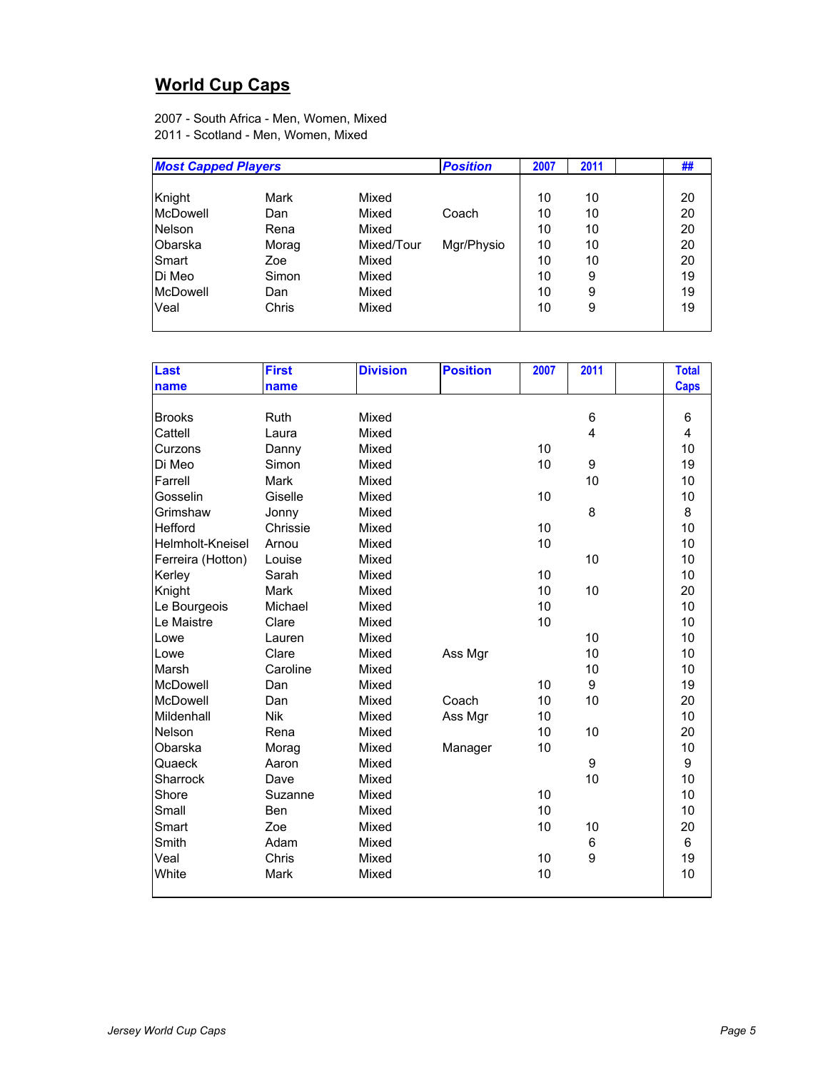## World Cup Caps

2007 - South Africa - Men, Women, Mixed
2011 - Scotland - Men, Women, Mixed

| *Most Capped Players* | | | *Position* | 2007 | 2011 | | ## |
|---|---|---|---|---|---|---|---|
| Knight | Mark | Mixed | | 10 | 10 | | 20 |
| McDowell | Dan | Mixed | Coach | 10 | 10 | | 20 |
| Nelson | Rena | Mixed | | 10 | 10 | | 20 |
| Obarska | Morag | Mixed/Tour | Mgr/Physio | 10 | 10 | | 20 |
| Smart | Zoe | Mixed | | 10 | 10 | | 20 |
| Di Meo | Simon | Mixed | | 10 | 9 | | 19 |
| McDowell | Dan | Mixed | | 10 | 9 | | 19 |
| Veal | Chris | Mixed | | 10 | 9 | | 19 |

| Last name | First name | Division | Position | 2007 | 2011 | | Total Caps |
|---|---|---|---|---|---|---|---|
| Brooks | Ruth | Mixed | | | 6 | | 6 |
| Cattell | Laura | Mixed | | | 4 | | 4 |
| Curzons | Danny | Mixed | | 10 | | | 10 |
| Di Meo | Simon | Mixed | | 10 | 9 | | 19 |
| Farrell | Mark | Mixed | | | 10 | | 10 |
| Gosselin | Giselle | Mixed | | 10 | | | 10 |
| Grimshaw | Jonny | Mixed | | | 8 | | 8 |
| Hefford | Chrissie | Mixed | | 10 | | | 10 |
| Helmholt-Kneisel | Arnou | Mixed | | 10 | | | 10 |
| Ferreira (Hotton) | Louise | Mixed | | | 10 | | 10 |
| Kerley | Sarah | Mixed | | 10 | | | 10 |
| Knight | Mark | Mixed | | 10 | 10 | | 20 |
| Le Bourgeois | Michael | Mixed | | 10 | | | 10 |
| Le Maistre | Clare | Mixed | | 10 | | | 10 |
| Lowe | Lauren | Mixed | | | 10 | | 10 |
| Lowe | Clare | Mixed | Ass Mgr | | 10 | | 10 |
| Marsh | Caroline | Mixed | | | 10 | | 10 |
| McDowell | Dan | Mixed | | 10 | 9 | | 19 |
| McDowell | Dan | Mixed | Coach | 10 | 10 | | 20 |
| Mildenhall | Nik | Mixed | Ass Mgr | 10 | | | 10 |
| Nelson | Rena | Mixed | | 10 | 10 | | 20 |
| Obarska | Morag | Mixed | Manager | 10 | | | 10 |
| Quaeck | Aaron | Mixed | | | 9 | | 9 |
| Sharrock | Dave | Mixed | | | 10 | | 10 |
| Shore | Suzanne | Mixed | | 10 | | | 10 |
| Small | Ben | Mixed | | 10 | | | 10 |
| Smart | Zoe | Mixed | | 10 | 10 | | 20 |
| Smith | Adam | Mixed | | | 6 | | 6 |
| Veal | Chris | Mixed | | 10 | 9 | | 19 |
| White | Mark | Mixed | | 10 | | | 10 |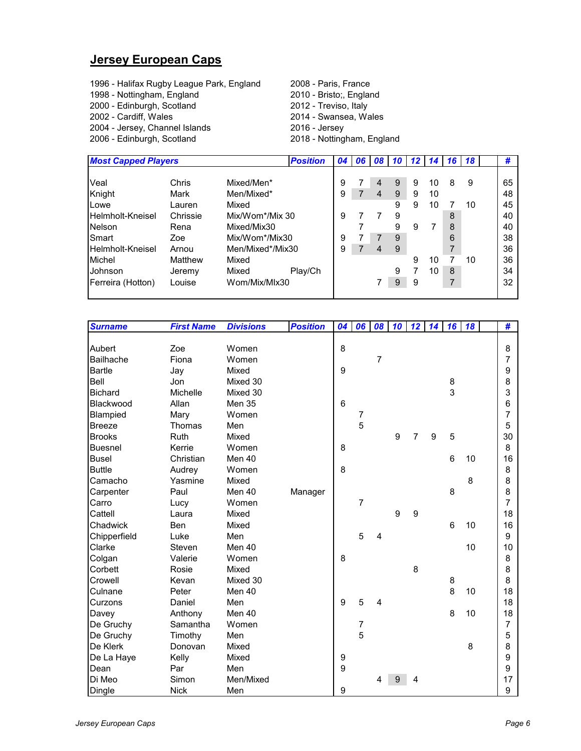## Jersey European Caps

1996 - Halifax Rugby League Park, England
1998 - Nottingham, England
2000 - Edinburgh, Scotland
2002 - Cardiff, Wales
2004 - Jersey, Channel Islands
2006 - Edinburgh, Scotland
2008 - Paris, France
2010 - Bristo;, England
2012 - Treviso, Italy
2014 - Swansea, Wales
2016 - Jersey
2018 - Nottingham, England

| Most Capped Players | | | Position | 04 | 06 | 08 | 10 | 12 | 14 | 16 | 18 | | # |
|---|---|---|---|---|---|---|---|---|---|---|---|---|---|
| Veal | Chris | Mixed/Men* | | 9 | 7 | 4 | 9 | 9 | 10 | 8 | 9 | | 65 |
| Knight | Mark | Men/Mixed* | | 9 | 7 | 4 | 9 | 9 | 10 | | | | 48 |
| Lowe | Lauren | Mixed | | | | | 9 | 9 | 10 | 7 | 10 | | 45 |
| Helmholt-Kneisel | Chrissie | Mix/Wom*/Mix 30 | | 9 | 7 | 7 | 9 | | | 8 | | | 40 |
| Nelson | Rena | Mixed/Mix30 | | | 7 | | 9 | 9 | 7 | 8 | | | 40 |
| Smart | Zoe | Mix/Wom*/Mix30 | | 9 | 7 | 7 | 9 | | | 6 | | | 38 |
| Helmholt-Kneisel | Arnou | Men/Mixed*/Mix30 | | 9 | 7 | 4 | 9 | | | 7 | | | 36 |
| Michel | Matthew | Mixed | | | | | | 9 | 10 | 7 | 10 | | 36 |
| Johnson | Jeremy | Mixed | Play/Ch | | | | 9 | 7 | 10 | 8 | | | 34 |
| Ferreira (Hotton) | Louise | Wom/Mix/MIx30 | | | | 7 | 9 | 9 | | 7 | | | 32 |

| Surname | First Name | Divisions | Position | 04 | 06 | 08 | 10 | 12 | 14 | 16 | 18 | | # |
|---|---|---|---|---|---|---|---|---|---|---|---|---|---|
| Aubert | Zoe | Women | | 8 | | | | | | | | | 8 |
| Bailhache | Fiona | Women | | | | 7 | | | | | | | 7 |
| Bartle | Jay | Mixed | | 9 | | | | | | | | | 9 |
| Bell | Jon | Mixed 30 | | | | | | | | 8 | | | 8 |
| Bichard | Michelle | Mixed 30 | | | | | | | | 3 | | | 3 |
| Blackwood | Allan | Men 35 | | 6 | | | | | | | | | 6 |
| Blampied | Mary | Women | | | 7 | | | | | | | | 7 |
| Breeze | Thomas | Men | | | 5 | | | | | | | | 5 |
| Brooks | Ruth | Mixed | | | | | 9 | 7 | 9 | 5 | | | 30 |
| Buesnel | Kerrie | Women | | 8 | | | | | | | | | 8 |
| Busel | Christian | Men 40 | | | | | | | | 6 | 10 | | 16 |
| Buttle | Audrey | Women | | 8 | | | | | | | | | 8 |
| Camacho | Yasmine | Mixed | | | | | | | | | 8 | | 8 |
| Carpenter | Paul | Men 40 | Manager | | | | | | | 8 | | | 8 |
| Carro | Lucy | Women | | | 7 | | | | | | | | 7 |
| Cattell | Laura | Mixed | | | | | 9 | 9 | | | | | 18 |
| Chadwick | Ben | Mixed | | | | | | | | 6 | 10 | | 16 |
| Chipperfield | Luke | Men | | | 5 | 4 | | | | | | | 9 |
| Clarke | Steven | Men 40 | | | | | | | | | 10 | | 10 |
| Colgan | Valerie | Women | | 8 | | | | | | | | | 8 |
| Corbett | Rosie | Mixed | | | | | | 8 | | | | | 8 |
| Crowell | Kevan | Mixed 30 | | | | | | | | 8 | | | 8 |
| Culnane | Peter | Men 40 | | | | | | | | 8 | 10 | | 18 |
| Curzons | Daniel | Men | | 9 | 5 | 4 | | | | | | | 18 |
| Davey | Anthony | Men 40 | | | | | | | | 8 | 10 | | 18 |
| De Gruchy | Samantha | Women | | | 7 | | | | | | | | 7 |
| De Gruchy | Timothy | Men | | | 5 | | | | | | | | 5 |
| De Klerk | Donovan | Mixed | | | | | | | | | 8 | | 8 |
| De La Haye | Kelly | Mixed | | 9 | | | | | | | | | 9 |
| Dean | Par | Men | | 9 | | | | | | | | | 9 |
| Di Meo | Simon | Men/Mixed | | | | 4 | 9 | 4 | | | | | 17 |
| Dingle | Nick | Men | | 9 | | | | | | | | | 9 |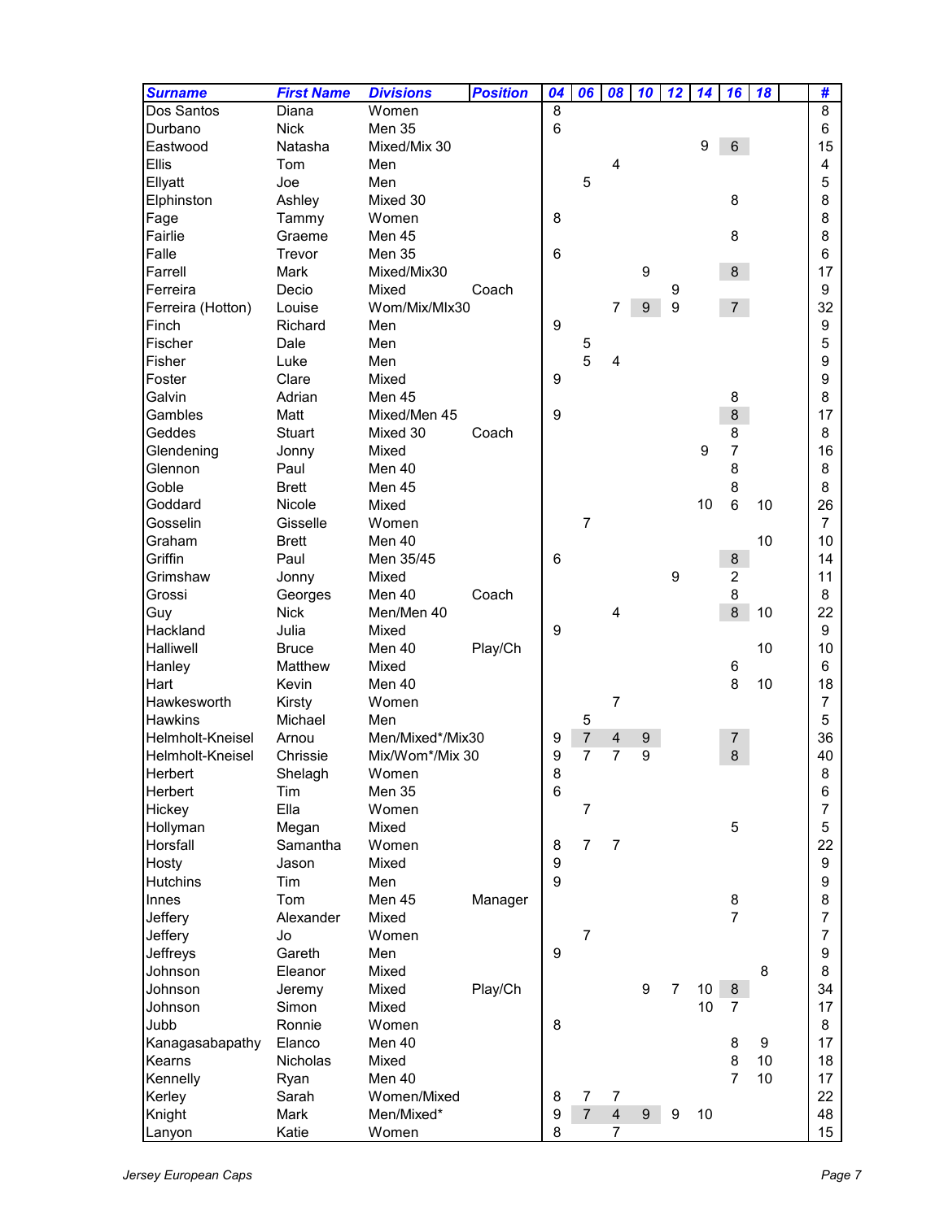| Surname | First Name | Divisions | Position | 04 | 06 | 08 | 10 | 12 | 14 | 16 | 18 | | # |
|---|---|---|---|---|---|---|---|---|---|---|---|---|---|
| Dos Santos | Diana | Women | | 8 | | | | | | | | | 8 |
| Durbano | Nick | Men 35 | | 6 | | | | | | | | | 6 |
| Eastwood | Natasha | Mixed/Mix 30 | | | | | | | 9 | 6 | | | 15 |
| Ellis | Tom | Men | | | | 4 | | | | | | | 4 |
| Ellyatt | Joe | Men | | | 5 | | | | | | | | 5 |
| Elphinston | Ashley | Mixed 30 | | | | | | | | 8 | | | 8 |
| Fage | Tammy | Women | | 8 | | | | | | | | | 8 |
| Fairlie | Graeme | Men 45 | | | | | | | | 8 | | | 8 |
| Falle | Trevor | Men 35 | | 6 | | | | | | | | | 6 |
| Farrell | Mark | Mixed/Mix30 | | | | | 9 | | | 8 | | | 17 |
| Ferreira | Decio | Mixed | Coach | | | | | 9 | | | | | 9 |
| Ferreira (Hotton) | Louise | Wom/Mix/MIx30 | | | | 7 | 9 | 9 | | 7 | | | 32 |
| Finch | Richard | Men | | 9 | | | | | | | | | 9 |
| Fischer | Dale | Men | | | 5 | | | | | | | | 5 |
| Fisher | Luke | Men | | | 5 | 4 | | | | | | | 9 |
| Foster | Clare | Mixed | | 9 | | | | | | | | | 9 |
| Galvin | Adrian | Men 45 | | | | | | | | 8 | | | 8 |
| Gambles | Matt | Mixed/Men 45 | | 9 | | | | | | 8 | | | 17 |
| Geddes | Stuart | Mixed 30 | Coach | | | | | | | 8 | | | 8 |
| Glendening | Jonny | Mixed | | | | | | | 9 | 7 | | | 16 |
| Glennon | Paul | Men 40 | | | | | | | | 8 | | | 8 |
| Goble | Brett | Men 45 | | | | | | | | 8 | | | 8 |
| Goddard | Nicole | Mixed | | | | | | | 10 | 6 | 10 | | 26 |
| Gosselin | Gisselle | Women | | | 7 | | | | | | | | 7 |
| Graham | Brett | Men 40 | | | | | | | | | 10 | | 10 |
| Griffin | Paul | Men 35/45 | | 6 | | | | | | 8 | | | 14 |
| Grimshaw | Jonny | Mixed | | | | | | 9 | | 2 | | | 11 |
| Grossi | Georges | Men 40 | Coach | | | | | | | 8 | | | 8 |
| Guy | Nick | Men/Men 40 | | | | 4 | | | | 8 | 10 | | 22 |
| Hackland | Julia | Mixed | | 9 | | | | | | | | | 9 |
| Halliwell | Bruce | Men 40 | Play/Ch | | | | | | | | 10 | | 10 |
| Hanley | Matthew | Mixed | | | | | | | | 6 | | | 6 |
| Hart | Kevin | Men 40 | | | | | | | | 8 | 10 | | 18 |
| Hawkesworth | Kirsty | Women | | | | 7 | | | | | | | 7 |
| Hawkins | Michael | Men | | | 5 | | | | | | | | 5 |
| Helmholt-Kneisel | Arnou | Men/Mixed*/Mix30 | | 9 | 7 | 4 | 9 | | | 7 | | | 36 |
| Helmholt-Kneisel | Chrissie | Mix/Wom*/Mix 30 | | 9 | 7 | 7 | 9 | | | 8 | | | 40 |
| Herbert | Shelagh | Women | | 8 | | | | | | | | | 8 |
| Herbert | Tim | Men 35 | | 6 | | | | | | | | | 6 |
| Hickey | Ella | Women | | | 7 | | | | | | | | 7 |
| Hollyman | Megan | Mixed | | | | | | | | 5 | | | 5 |
| Horsfall | Samantha | Women | | 8 | 7 | 7 | | | | | | | 22 |
| Hosty | Jason | Mixed | | 9 | | | | | | | | | 9 |
| Hutchins | Tim | Men | | 9 | | | | | | | | | 9 |
| Innes | Tom | Men 45 | Manager | | | | | | | 8 | | | 8 |
| Jeffery | Alexander | Mixed | | | | | | | | 7 | | | 7 |
| Jeffery | Jo | Women | | | 7 | | | | | | | | 7 |
| Jeffreys | Gareth | Men | | 9 | | | | | | | | | 9 |
| Johnson | Eleanor | Mixed | | | | | | | | | 8 | | 8 |
| Johnson | Jeremy | Mixed | Play/Ch | | | | 9 | 7 | 10 | 8 | | | 34 |
| Johnson | Simon | Mixed | | | | | | | 10 | 7 | | | 17 |
| Jubb | Ronnie | Women | | 8 | | | | | | | | | 8 |
| Kanagasabapathy | Elanco | Men 40 | | | | | | | | 8 | 9 | | 17 |
| Kearns | Nicholas | Mixed | | | | | | | | 8 | 10 | | 18 |
| Kennelly | Ryan | Men 40 | | | | | | | | 7 | 10 | | 17 |
| Kerley | Sarah | Women/Mixed | | 8 | 7 | 7 | | | | | | | 22 |
| Knight | Mark | Men/Mixed* | | 9 | 7 | 4 | 9 | 9 | 10 | | | | 48 |
| Lanyon | Katie | Women | | 8 | | 7 | | | | | | | 15 |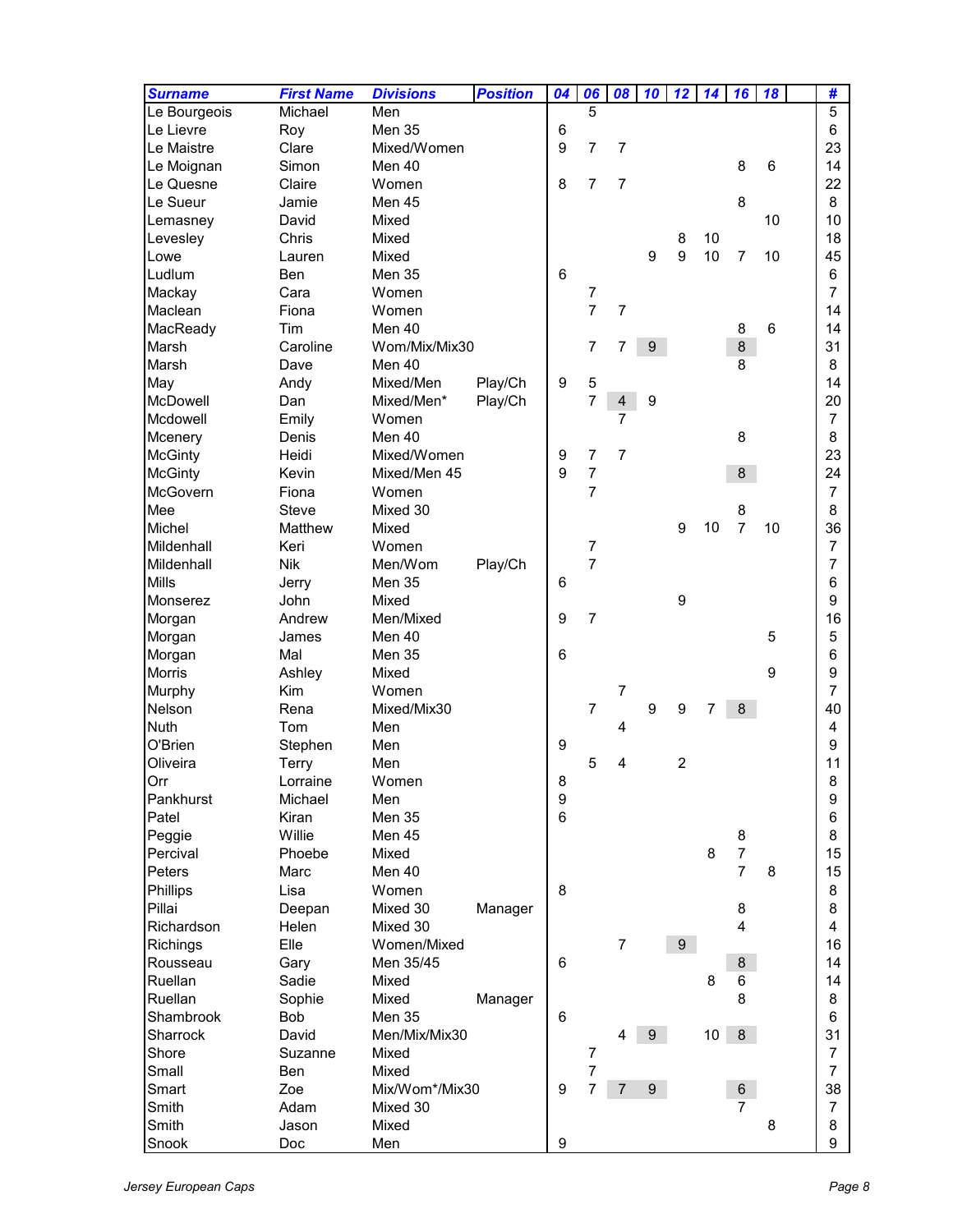| Surname | First Name | Divisions | Position | 04 | 06 | 08 | 10 | 12 | 14 | 16 | 18 | | # |
|---|---|---|---|---|---|---|---|---|---|---|---|---|---|
| Le Bourgeois | Michael | Men | | | 5 | | | | | | | | 5 |
| Le Lievre | Roy | Men 35 | | 6 | | | | | | | | | 6 |
| Le Maistre | Clare | Mixed/Women | | 9 | 7 | 7 | | | | | | | 23 |
| Le Moignan | Simon | Men 40 | | | | | | | | 8 | 6 | | 14 |
| Le Quesne | Claire | Women | | 8 | 7 | 7 | | | | | | | 22 |
| Le Sueur | Jamie | Men 45 | | | | | | | | 8 | | | 8 |
| Lemasney | David | Mixed | | | | | | | | | 10 | | 10 |
| Levesley | Chris | Mixed | | | | | | 8 | 10 | | | | 18 |
| Lowe | Lauren | Mixed | | | | | 9 | 9 | 10 | 7 | 10 | | 45 |
| Ludlum | Ben | Men 35 | | 6 | | | | | | | | | 6 |
| Mackay | Cara | Women | | | 7 | | | | | | | | 7 |
| Maclean | Fiona | Women | | | 7 | 7 | | | | | | | 14 |
| MacReady | Tim | Men 40 | | | | | | | | 8 | 6 | | 14 |
| Marsh | Caroline | Wom/Mix/Mix30 | | | 7 | 7 | 9 | | | 8 | | | 31 |
| Marsh | Dave | Men 40 | | | | | | | | 8 | | | 8 |
| May | Andy | Mixed/Men | Play/Ch | 9 | 5 | | | | | | | | 14 |
| McDowell | Dan | Mixed/Men* | Play/Ch | | 7 | 4 | 9 | | | | | | 20 |
| Mcdowell | Emily | Women | | | | 7 | | | | | | | 7 |
| Mcenery | Denis | Men 40 | | | | | | | | 8 | | | 8 |
| McGinty | Heidi | Mixed/Women | | 9 | 7 | 7 | | | | | | | 23 |
| McGinty | Kevin | Mixed/Men 45 | | 9 | 7 | | | | | 8 | | | 24 |
| McGovern | Fiona | Women | | | 7 | | | | | | | | 7 |
| Mee | Steve | Mixed 30 | | | | | | | | 8 | | | 8 |
| Michel | Matthew | Mixed | | | | | | 9 | 10 | 7 | 10 | | 36 |
| Mildenhall | Keri | Women | | | 7 | | | | | | | | 7 |
| Mildenhall | Nik | Men/Wom | Play/Ch | | 7 | | | | | | | | 7 |
| Mills | Jerry | Men 35 | | 6 | | | | | | | | | 6 |
| Monserez | John | Mixed | | | | | | 9 | | | | | 9 |
| Morgan | Andrew | Men/Mixed | | 9 | 7 | | | | | | | | 16 |
| Morgan | James | Men 40 | | | | | | | | | 5 | | 5 |
| Morgan | Mal | Men 35 | | 6 | | | | | | | | | 6 |
| Morris | Ashley | Mixed | | | | | | | | | 9 | | 9 |
| Murphy | Kim | Women | | | | 7 | | | | | | | 7 |
| Nelson | Rena | Mixed/Mix30 | | | 7 | | 9 | 9 | 7 | 8 | | | 40 |
| Nuth | Tom | Men | | | | 4 | | | | | | | 4 |
| O'Brien | Stephen | Men | | 9 | | | | | | | | | 9 |
| Oliveira | Terry | Men | | | 5 | 4 | | 2 | | | | | 11 |
| Orr | Lorraine | Women | | 8 | | | | | | | | | 8 |
| Pankhurst | Michael | Men | | 9 | | | | | | | | | 9 |
| Patel | Kiran | Men 35 | | 6 | | | | | | | | | 6 |
| Peggie | Willie | Men 45 | | | | | | | | 8 | | | 8 |
| Percival | Phoebe | Mixed | | | | | | | 8 | 7 | | | 15 |
| Peters | Marc | Men 40 | | | | | | | | 7 | 8 | | 15 |
| Phillips | Lisa | Women | | 8 | | | | | | | | | 8 |
| Pillai | Deepan | Mixed 30 | Manager | | | | | | | 8 | | | 8 |
| Richardson | Helen | Mixed 30 | | | | | | | | 4 | | | 4 |
| Richings | Elle | Women/Mixed | | | | 7 | | 9 | | | | | 16 |
| Rousseau | Gary | Men 35/45 | | 6 | | | | | | 8 | | | 14 |
| Ruellan | Sadie | Mixed | | | | | | | 8 | 6 | | | 14 |
| Ruellan | Sophie | Mixed | Manager | | | | | | | 8 | | | 8 |
| Shambrook | Bob | Men 35 | | 6 | | | | | | | | | 6 |
| Sharrock | David | Men/Mix/Mix30 | | | | 4 | 9 | | 10 | 8 | | | 31 |
| Shore | Suzanne | Mixed | | | 7 | | | | | | | | 7 |
| Small | Ben | Mixed | | | 7 | | | | | | | | 7 |
| Smart | Zoe | Mix/Wom*/Mix30 | | 9 | 7 | 7 | 9 | | | 6 | | | 38 |
| Smith | Adam | Mixed 30 | | | | | | | | 7 | | | 7 |
| Smith | Jason | Mixed | | | | | | | | | 8 | | 8 |
| Snook | Doc | Men | | 9 | | | | | | | | | 9 |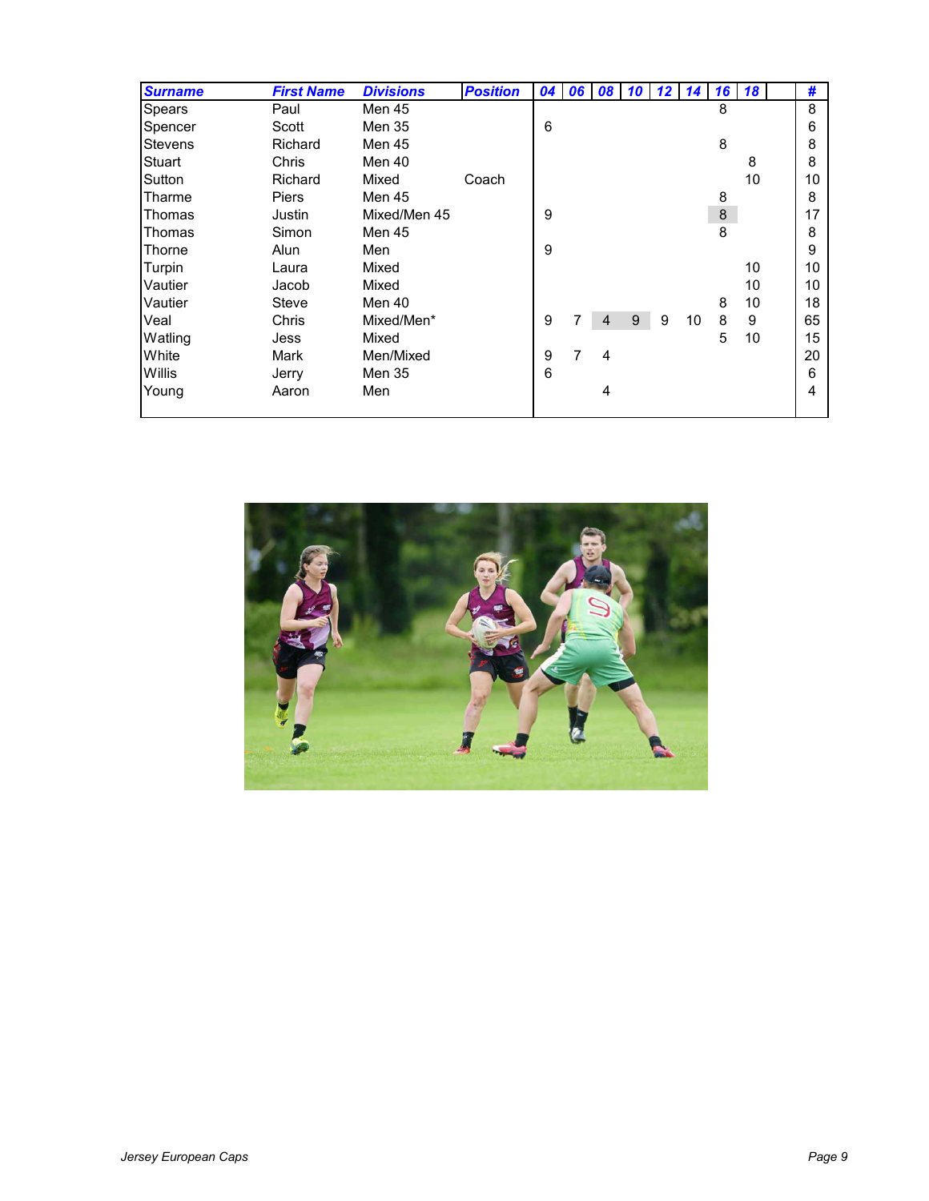| Surname | First Name | Divisions | Position | 04 | 06 | 08 | 10 | 12 | 14 | 16 | 18 | | # |
|---|---|---|---|---|---|---|---|---|---|---|---|---|---|
| Spears | Paul | Men 45 | | | | | | | | 8 | | | 8 |
| Spencer | Scott | Men 35 | | 6 | | | | | | | | | 6 |
| Stevens | Richard | Men 45 | | | | | | | | 8 | | | 8 |
| Stuart | Chris | Men 40 | | | | | | | | | 8 | | 8 |
| Sutton | Richard | Mixed | Coach | | | | | | | | 10 | | 10 |
| Tharme | Piers | Men 45 | | | | | | | | 8 | | | 8 |
| Thomas | Justin | Mixed/Men 45 | | 9 | | | | | | 8 | | | 17 |
| Thomas | Simon | Men 45 | | | | | | | | 8 | | | 8 |
| Thorne | Alun | Men | | 9 | | | | | | | | | 9 |
| Turpin | Laura | Mixed | | | | | | | | | 10 | | 10 |
| Vautier | Jacob | Mixed | | | | | | | | | 10 | | 10 |
| Vautier | Steve | Men 40 | | | | | | | | 8 | 10 | | 18 |
| Veal | Chris | Mixed/Men* | | 9 | 7 | 4 | 9 | 9 | 10 | 8 | 9 | | 65 |
| Watling | Jess | Mixed | | | | | | | | 5 | 10 | | 15 |
| White | Mark | Men/Mixed | | 9 | 7 | 4 | | | | | | | 20 |
| Willis | Jerry | Men 35 | | 6 | | | | | | | | | 6 |
| Young | Aaron | Men | | | | 4 | | | | | | | 4 |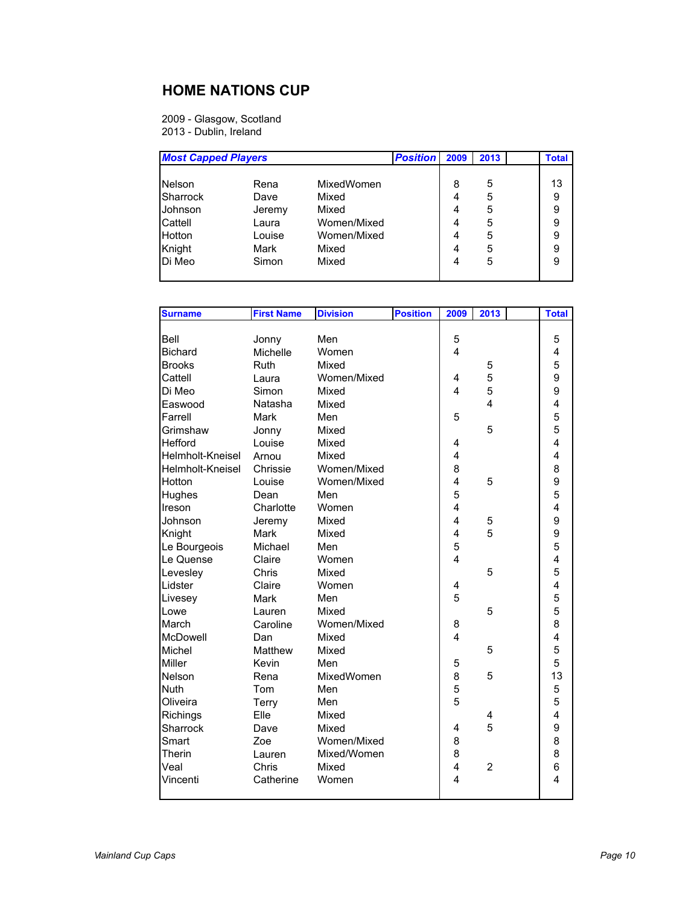## HOME NATIONS CUP

2009 - Glasgow, Scotland
2013 - Dublin, Ireland

| *Most Capped Players* | | | *Position* | 2009 | 2013 | | Total |
|---|---|---|---|---|---|---|---|
| Nelson | Rena | MixedWomen | | 8 | 5 | | 13 |
| Sharrock | Dave | Mixed | | 4 | 5 | | 9 |
| Johnson | Jeremy | Mixed | | 4 | 5 | | 9 |
| Cattell | Laura | Women/Mixed | | 4 | 5 | | 9 |
| Hotton | Louise | Women/Mixed | | 4 | 5 | | 9 |
| Knight | Mark | Mixed | | 4 | 5 | | 9 |
| Di Meo | Simon | Mixed | | 4 | 5 | | 9 |

| Surname | First Name | Division | Position | 2009 | 2013 | | Total |
|---|---|---|---|---|---|---|---|
| Bell | Jonny | Men | | 5 | | | 5 |
| Bichard | Michelle | Women | | 4 | | | 4 |
| Brooks | Ruth | Mixed | | | 5 | | 5 |
| Cattell | Laura | Women/Mixed | | 4 | 5 | | 9 |
| Di Meo | Simon | Mixed | | 4 | 5 | | 9 |
| Easwood | Natasha | Mixed | | | 4 | | 4 |
| Farrell | Mark | Men | | 5 | | | 5 |
| Grimshaw | Jonny | Mixed | | | 5 | | 5 |
| Hefford | Louise | Mixed | | 4 | | | 4 |
| Helmholt-Kneisel | Arnou | Mixed | | 4 | | | 4 |
| Helmholt-Kneisel | Chrissie | Women/Mixed | | 8 | | | 8 |
| Hotton | Louise | Women/Mixed | | 4 | 5 | | 9 |
| Hughes | Dean | Men | | 5 | | | 5 |
| Ireson | Charlotte | Women | | 4 | | | 4 |
| Johnson | Jeremy | Mixed | | 4 | 5 | | 9 |
| Knight | Mark | Mixed | | 4 | 5 | | 9 |
| Le Bourgeois | Michael | Men | | 5 | | | 5 |
| Le Quense | Claire | Women | | 4 | | | 4 |
| Levesley | Chris | Mixed | | | 5 | | 5 |
| Lidster | Claire | Women | | 4 | | | 4 |
| Livesey | Mark | Men | | 5 | | | 5 |
| Lowe | Lauren | Mixed | | | 5 | | 5 |
| March | Caroline | Women/Mixed | | 8 | | | 8 |
| McDowell | Dan | Mixed | | 4 | | | 4 |
| Michel | Matthew | Mixed | | | 5 | | 5 |
| Miller | Kevin | Men | | 5 | | | 5 |
| Nelson | Rena | MixedWomen | | 8 | 5 | | 13 |
| Nuth | Tom | Men | | 5 | | | 5 |
| Oliveira | Terry | Men | | 5 | | | 5 |
| Richings | Elle | Mixed | | | 4 | | 4 |
| Sharrock | Dave | Mixed | | 4 | 5 | | 9 |
| Smart | Zoe | Women/Mixed | | 8 | | | 8 |
| Therin | Lauren | Mixed/Women | | 8 | | | 8 |
| Veal | Chris | Mixed | | 4 | 2 | | 6 |
| Vincenti | Catherine | Women | | 4 | | | 4 |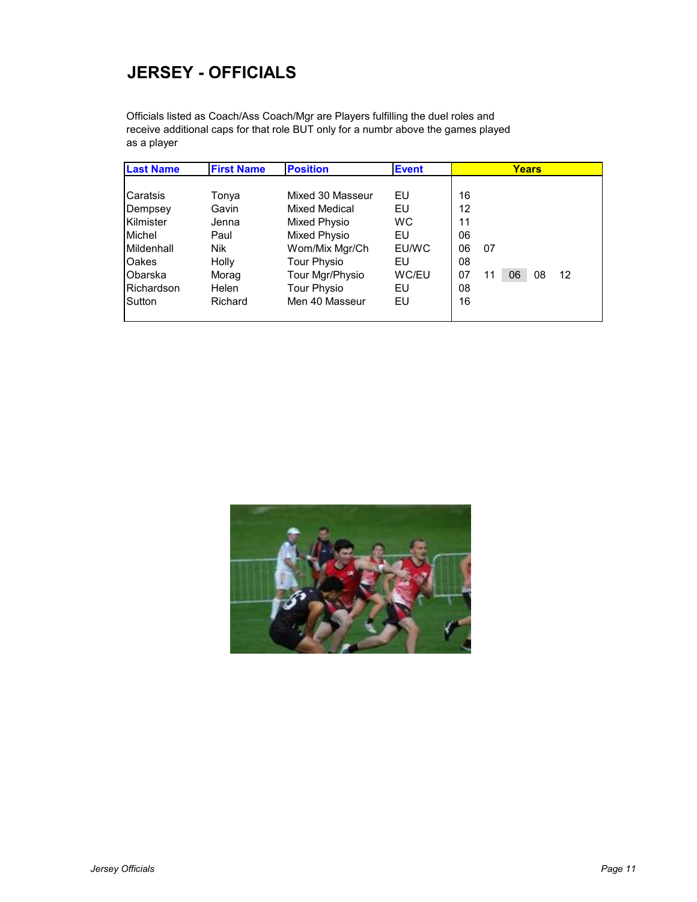# JERSEY - OFFICIALS

Officials listed as Coach/Ass Coach/Mgr are Players fulfilling the duel roles and receive additional caps for that role BUT only for a numbr above the games played as a player

| Last Name | First Name | Position | Event | Years | | | | |
|---|---|---|---|---|---|---|---|---|
| Caratsis | Tonya | Mixed 30 Masseur | EU | 16 | | | | |
| Dempsey | Gavin | Mixed Medical | EU | 12 | | | | |
| Kilmister | Jenna | Mixed Physio | WC | 11 | | | | |
| Michel | Paul | Mixed Physio | EU | 06 | | | | |
| Mildenhall | Nik | Wom/Mix Mgr/Ch | EU/WC | 06 | 07 | | | |
| Oakes | Holly | Tour Physio | EU | 08 | | | | |
| Obarska | Morag | Tour Mgr/Physio | WC/EU | 07 | 11 | 06 | 08 | 12 |
| Richardson | Helen | Tour Physio | EU | 08 | | | | |
| Sutton | Richard | Men 40 Masseur | EU | 16 | | | | |